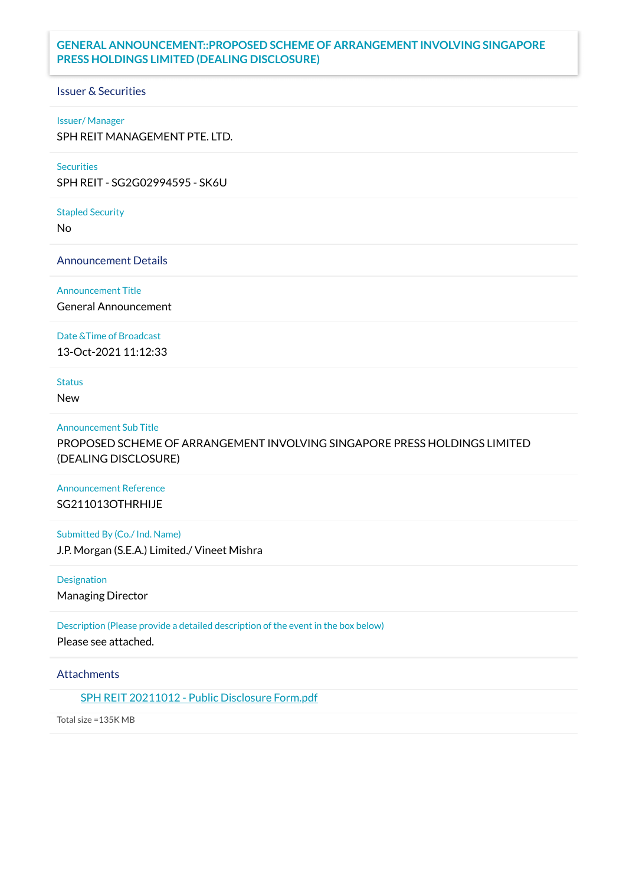# GENERAL ANNOUNCEMENT::PROPOSED SCHEME OF ARRANGEMENT INVOLVING SINGAPORE PRESS HOLDINGS LIMITED (DEALING DISCLOSURE)

## Issuer & Securities

**Issuer/ Manager**

SPH REIT MANAGEMENT PTE. LTD.

**Securities**

SPH REIT - SG2G02994595 - SK6U

**Stapled Security**

No

## Announcement Details

**Announcement Title**

General Announcement

**Date &Time of Broadcast**

13-Oct-2021 11:12:33

**Status**

New

**Announcement Sub Title**

PROPOSED SCHEME OF ARRANGEMENT INVOLVING SINGAPORE PRESS HOLDINGS LIMITED (DEALING DISCLOSURE)

**Announcement Reference**

SG211013OTHRHIJE

**Submitted By (Co./ Ind. Name)**

J.P. Morgan (S.E.A.) Limited./ Vineet Mishra

**Designation**

Managing Director

**Description (Please provide a detailed description of the event in the box below)**

Please see attached.

## Attachments

SPH REIT 20211012 - Public Disclosure Form.pdf

Total size =135K MB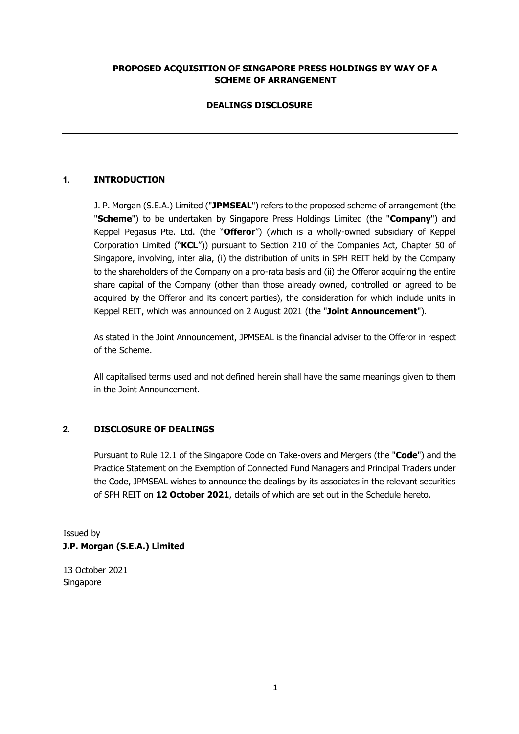**PROPOSED ACQUISITION OF SINGAPORE PRESS HOLDINGS BY WAY OF A SCHEME OF ARRANGEMENT**

**DEALINGS DISCLOSURE**

---

## 1. INTRODUCTION

J. P. Morgan (S.E.A.) Limited ("**JPMSEAL**") refers to the proposed scheme of arrangement (the "**Scheme**") to be undertaken by Singapore Press Holdings Limited (the "**Company**") and Keppel Pegasus Pte. Ltd. (the "**Offeror**") (which is a wholly-owned subsidiary of Keppel Corporation Limited ("**KCL**")) pursuant to Section 210 of the Companies Act, Chapter 50 of Singapore, involving, inter alia, (i) the distribution of units in SPH REIT held by the Company to the shareholders of the Company on a pro-rata basis and (ii) the Offeror acquiring the entire share capital of the Company (other than those already owned, controlled or agreed to be acquired by the Offeror and its concert parties), the consideration for which include units in Keppel REIT, which was announced on 2 August 2021 (the "**Joint Announcement**").

As stated in the Joint Announcement, JPMSEAL is the financial adviser to the Offeror in respect of the Scheme.

All capitalised terms used and not defined herein shall have the same meanings given to them in the Joint Announcement.

## 2. DISCLOSURE OF DEALINGS

Pursuant to Rule 12.1 of the Singapore Code on Take-overs and Mergers (the "**Code**") and the Practice Statement on the Exemption of Connected Fund Managers and Principal Traders under the Code, JPMSEAL wishes to announce the dealings by its associates in the relevant securities of SPH REIT on **12 October 2021**, details of which are set out in the Schedule hereto.

Issued by
**J.P. Morgan (S.E.A.) Limited**

13 October 2021
Singapore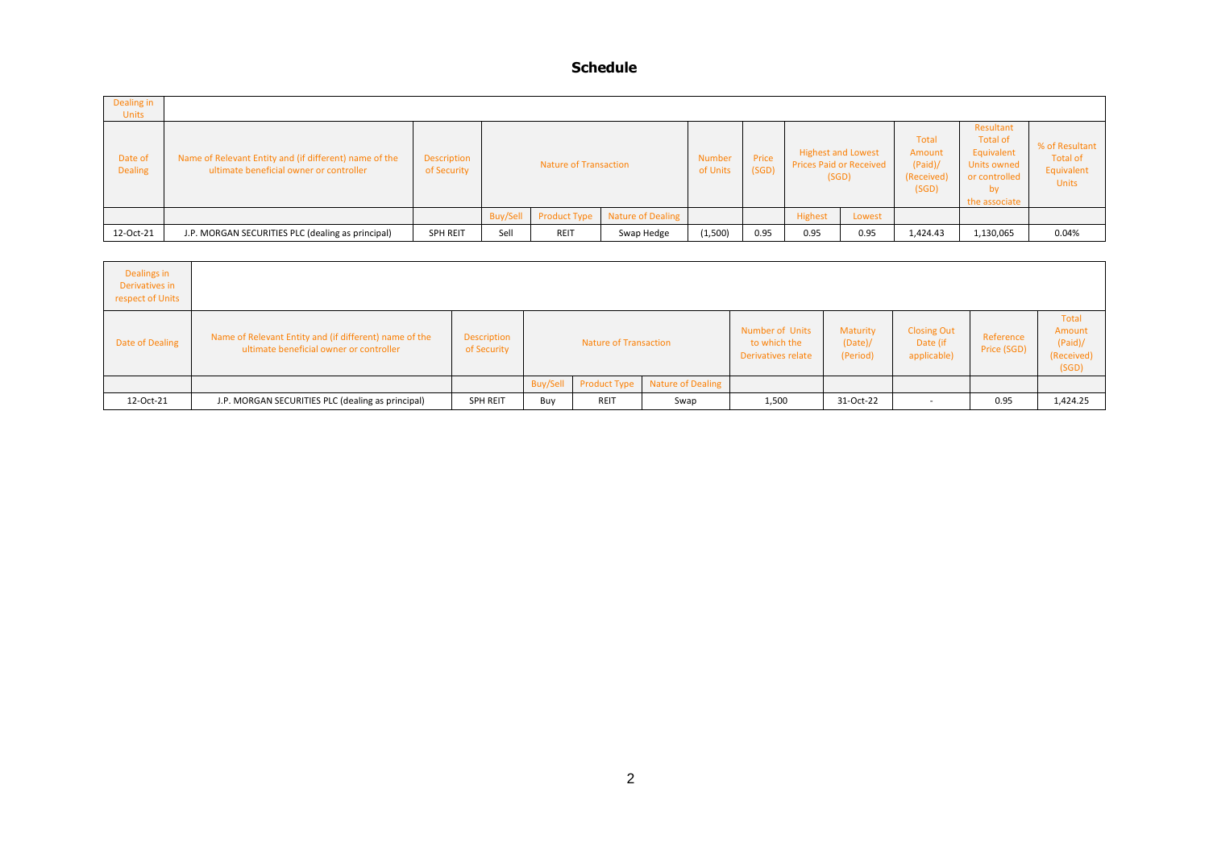# Schedule

| Dealing in Units | | | | | | | | | | | | | |
|---|---|---|---|---|---|---|---|---|---|---|---|---|---|
| Date of Dealing | Name of Relevant Entity and (if different) name of the ultimate beneficial owner or controller | Description of Security | Nature of Transaction | | | Number of Units | Price (SGD) | Highest and Lowest Prices Paid or Received (SGD) | | Total Amount (Paid)/ (Received) (SGD) | Resultant Total of Equivalent Units owned or controlled by the associate | % of Resultant Total of Equivalent Units |
| | | | Buy/Sell | Product Type | Nature of Dealing | | | Highest | Lowest | | | |
| 12-Oct-21 | J.P. MORGAN SECURITIES PLC (dealing as principal) | SPH REIT | Sell | REIT | Swap Hedge | (1,500) | 0.95 | 0.95 | 0.95 | 1,424.43 | 1,130,065 | 0.04% |

| Dealings in Derivatives in respect of Units | | | | | | | | | | |
|---|---|---|---|---|---|---|---|---|---|---|
| Date of Dealing | Name of Relevant Entity and (if different) name of the ultimate beneficial owner or controller | Description of Security | Nature of Transaction | | | Number of Units to which the Derivatives relate | Maturity (Date)/ (Period) | Closing Out Date (if applicable) | Reference Price (SGD) | Total Amount (Paid)/ (Received) (SGD) |
| | | | Buy/Sell | Product Type | Nature of Dealing | | | | | |
| 12-Oct-21 | J.P. MORGAN SECURITIES PLC (dealing as principal) | SPH REIT | Buy | REIT | Swap | 1,500 | 31-Oct-22 | - | 0.95 | 1,424.25 |